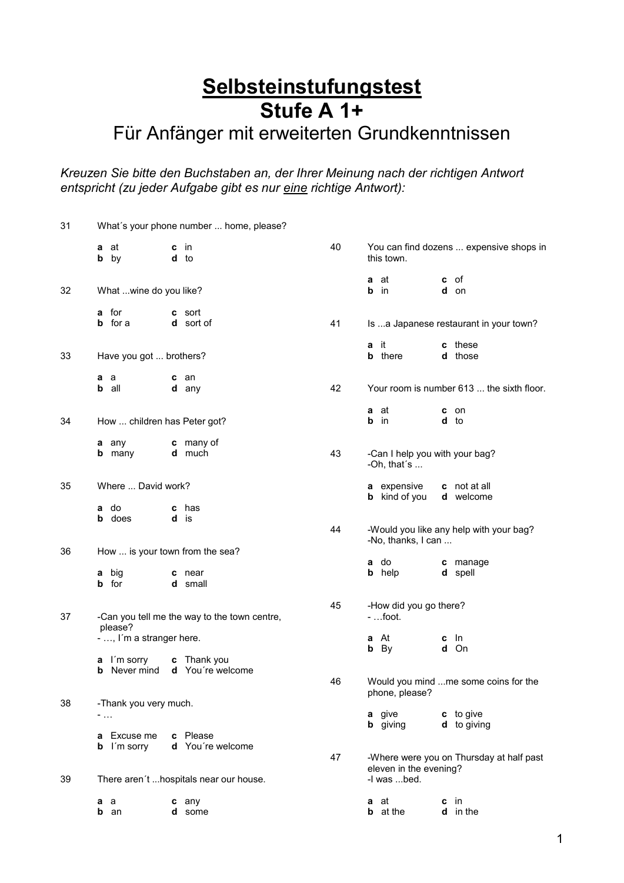# Selbsteinstufungstest

# Stufe A 1+

## Für Anfänger mit erweiterten Grundkenntnissen

*Kreuzen Sie bitte den Buchstaben an, der Ihrer Meinung nach der richtigen Antwort entspricht (zu jeder Aufgabe gibt es nur eine richtige Antwort):*

31 What´s your phone number ... home, please?

- **a** at
- **b** by
- **c** in
- **d** to

32 What ...wine do you like?

- **a** for
- **b** for a
- **c** sort
- **d** sort of

33 Have you got ... brothers?

- **a** a
- **b** all
- **c** an
- **d** any

34 How ... children has Peter got?

- **a** any
- **b** many
- **c** many of
- **d** much

35 Where ... David work?

- **a** do
- **b** does
- **c** has
- **d** is

36 How ... is your town from the sea?

- **a** big
- **b** for
- **c** near
- **d** small

37 -Can you tell me the way to the town centre, please?
- …, I´m a stranger here.

- **a** I´m sorry
- **b** Never mind
- **c** Thank you
- **d** You´re welcome

38 -Thank you very much.
- …

- **a** Excuse me
- **b** I´m sorry
- **c** Please
- **d** You´re welcome

39 There aren´t ...hospitals near our house.

- **a** a
- **b** an
- **c** any
- **d** some

40 You can find dozens ... expensive shops in this town.

- **a** at
- **b** in
- **c** of
- **d** on

41 Is ...a Japanese restaurant in your town?

- **a** it
- **b** there
- **c** these
- **d** those

42 Your room is number 613 ... the sixth floor.

- **a** at
- **b** in
- **c** on
- **d** to

43 -Can I help you with your bag?
-Oh, that´s ...

- **a** expensive
- **b** kind of you
- **c** not at all
- **d** welcome

44 -Would you like any help with your bag?
-No, thanks, I can ...

- **a** do
- **b** help
- **c** manage
- **d** spell

45 -How did you go there?
- …foot.

- **a** At
- **b** By
- **c** In
- **d** On

46 Would you mind ...me some coins for the phone, please?

- **a** give
- **b** giving
- **c** to give
- **d** to giving

47 -Where were you on Thursday at half past eleven in the evening?
-I was ...bed.

- **a** at
- **b** at the
- **c** in
- **d** in the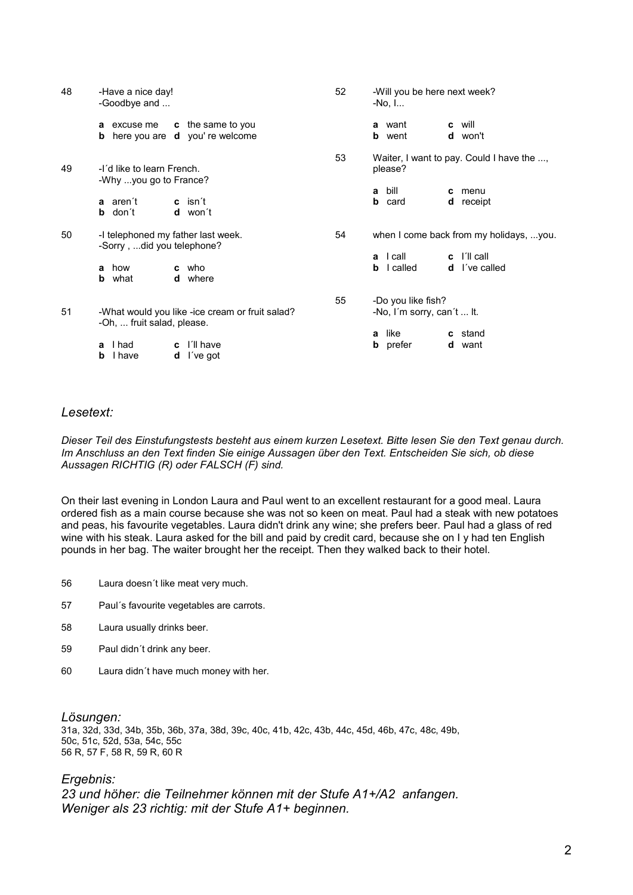48 -Have a nice day!
-Goodbye and ...

**a** excuse me **c** the same to you
**b** here you are **d** you' re welcome

49 -I´d like to learn French.
-Why ...you go to France?

**a** aren´t **c** isn´t
**b** don´t **d** won´t

50 -I telephoned my father last week.
-Sorry , ...did you telephone?

**a** how **c** who
**b** what **d** where

51 -What would you like -ice cream or fruit salad?
-Oh, ... fruit salad, please.

**a** I had **c** I´ll have
**b** I have **d** I´ve got

52 -Will you be here next week?
-No, I...

**a** want **c** will
**b** went **d** won't

53 Waiter, I want to pay. Could I have the ..., please?

**a** bill **c** menu
**b** card **d** receipt

54 when I come back from my holidays, ...you.

**a** I call **c** I´ll call
**b** I called **d** I´ve called

55 -Do you like fish?
-No, I´m sorry, can´t ... It.

**a** like **c** stand
**b** prefer **d** want

## *Lesetext:*

*Dieser Teil des Einstufungstests besteht aus einem kurzen Lesetext. Bitte lesen Sie den Text genau durch. Im Anschluss an den Text finden Sie einige Aussagen über den Text. Entscheiden Sie sich, ob diese Aussagen RICHTIG (R) oder FALSCH (F) sind.*

On their last evening in London Laura and Paul went to an excellent restaurant for a good meal. Laura ordered fish as a main course because she was not so keen on meat. Paul had a steak with new potatoes and peas, his favourite vegetables. Laura didn't drink any wine; she prefers beer. Paul had a glass of red wine with his steak. Laura asked for the bill and paid by credit card, because she on I y had ten English pounds in her bag. The waiter brought her the receipt. Then they walked back to their hotel.

56 Laura doesn´t like meat very much.

57 Paul´s favourite vegetables are carrots.

58 Laura usually drinks beer.

59 Paul didn´t drink any beer.

60 Laura didn´t have much money with her.

## *Lösungen:*

31a, 32d, 33d, 34b, 35b, 36b, 37a, 38d, 39c, 40c, 41b, 42c, 43b, 44c, 45d, 46b, 47c, 48c, 49b, 50c, 51c, 52d, 53a, 54c, 55c
56 R, 57 F, 58 R, 59 R, 60 R

## *Ergebnis:*

*23 und höher: die Teilnehmer können mit der Stufe A1+/A2 anfangen.*
*Weniger als 23 richtig: mit der Stufe A1+ beginnen.*